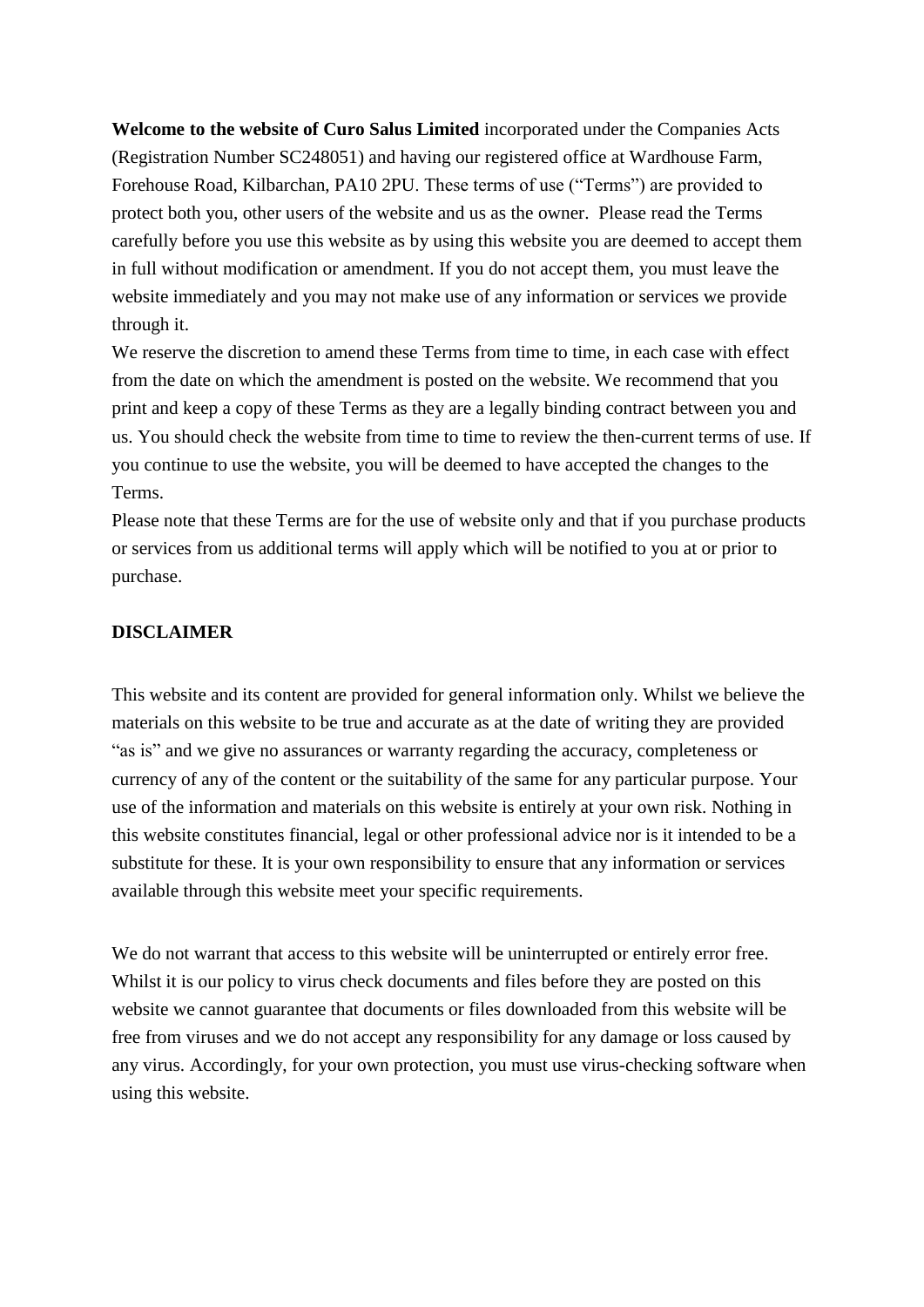**Welcome to the website of Curo Salus Limited** incorporated under the Companies Acts (Registration Number SC248051) and having our registered office at Wardhouse Farm, Forehouse Road, Kilbarchan, PA10 2PU. These terms of use ("Terms") are provided to protect both you, other users of the website and us as the owner. Please read the Terms carefully before you use this website as by using this website you are deemed to accept them in full without modification or amendment. If you do not accept them, you must leave the website immediately and you may not make use of any information or services we provide through it.

We reserve the discretion to amend these Terms from time to time, in each case with effect from the date on which the amendment is posted on the website. We recommend that you print and keep a copy of these Terms as they are a legally binding contract between you and us. You should check the website from time to time to review the then-current terms of use. If you continue to use the website, you will be deemed to have accepted the changes to the Terms.

Please note that these Terms are for the use of website only and that if you purchase products or services from us additional terms will apply which will be notified to you at or prior to purchase.

**DISCLAIMER**

This website and its content are provided for general information only. Whilst we believe the materials on this website to be true and accurate as at the date of writing they are provided "as is" and we give no assurances or warranty regarding the accuracy, completeness or currency of any of the content or the suitability of the same for any particular purpose. Your use of the information and materials on this website is entirely at your own risk. Nothing in this website constitutes financial, legal or other professional advice nor is it intended to be a substitute for these. It is your own responsibility to ensure that any information or services available through this website meet your specific requirements.

We do not warrant that access to this website will be uninterrupted or entirely error free. Whilst it is our policy to virus check documents and files before they are posted on this website we cannot guarantee that documents or files downloaded from this website will be free from viruses and we do not accept any responsibility for any damage or loss caused by any virus. Accordingly, for your own protection, you must use virus-checking software when using this website.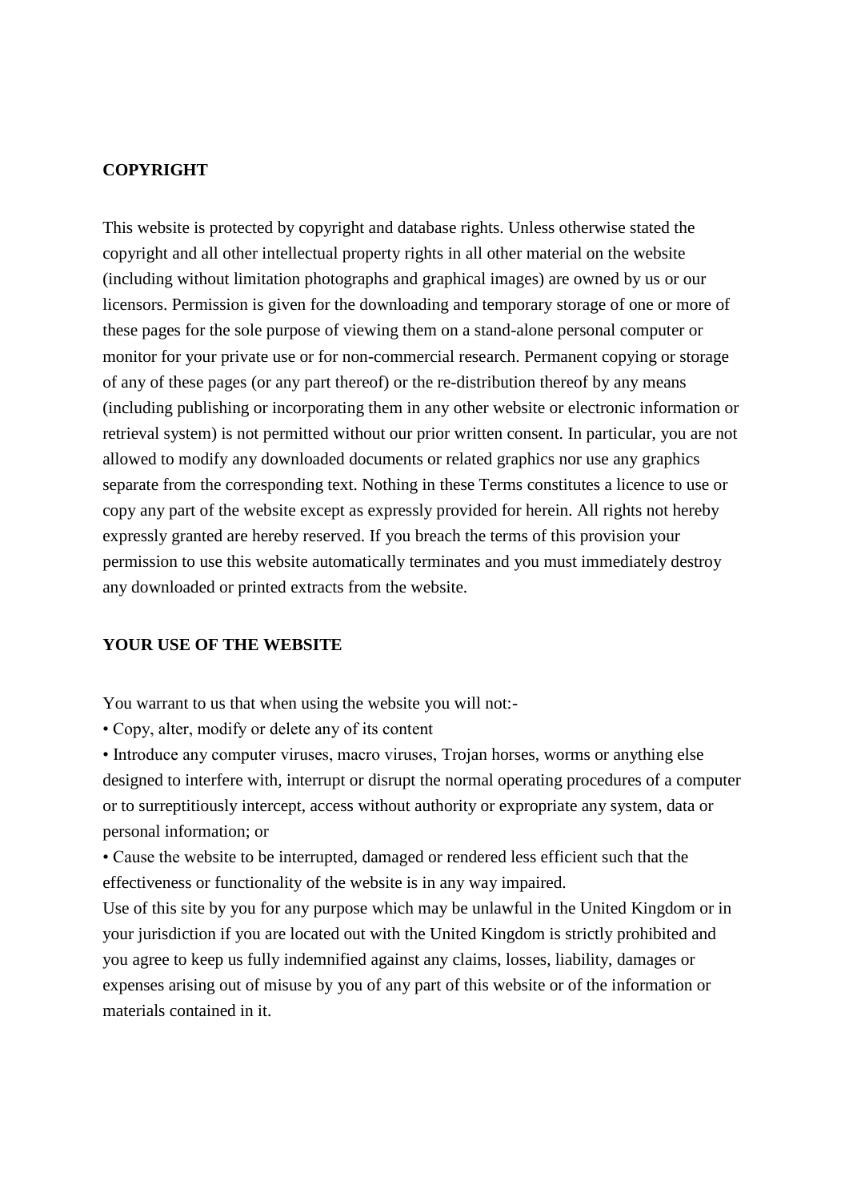## COPYRIGHT

This website is protected by copyright and database rights. Unless otherwise stated the copyright and all other intellectual property rights in all other material on the website (including without limitation photographs and graphical images) are owned by us or our licensors. Permission is given for the downloading and temporary storage of one or more of these pages for the sole purpose of viewing them on a stand-alone personal computer or monitor for your private use or for non-commercial research. Permanent copying or storage of any of these pages (or any part thereof) or the re-distribution thereof by any means (including publishing or incorporating them in any other website or electronic information or retrieval system) is not permitted without our prior written consent. In particular, you are not allowed to modify any downloaded documents or related graphics nor use any graphics separate from the corresponding text. Nothing in these Terms constitutes a licence to use or copy any part of the website except as expressly provided for herein. All rights not hereby expressly granted are hereby reserved. If you breach the terms of this provision your permission to use this website automatically terminates and you must immediately destroy any downloaded or printed extracts from the website.

## YOUR USE OF THE WEBSITE

You warrant to us that when using the website you will not:-

- Copy, alter, modify or delete any of its content
- Introduce any computer viruses, macro viruses, Trojan horses, worms or anything else designed to interfere with, interrupt or disrupt the normal operating procedures of a computer or to surreptitiously intercept, access without authority or expropriate any system, data or personal information; or
- Cause the website to be interrupted, damaged or rendered less efficient such that the effectiveness or functionality of the website is in any way impaired.

Use of this site by you for any purpose which may be unlawful in the United Kingdom or in your jurisdiction if you are located out with the United Kingdom is strictly prohibited and you agree to keep us fully indemnified against any claims, losses, liability, damages or expenses arising out of misuse by you of any part of this website or of the information or materials contained in it.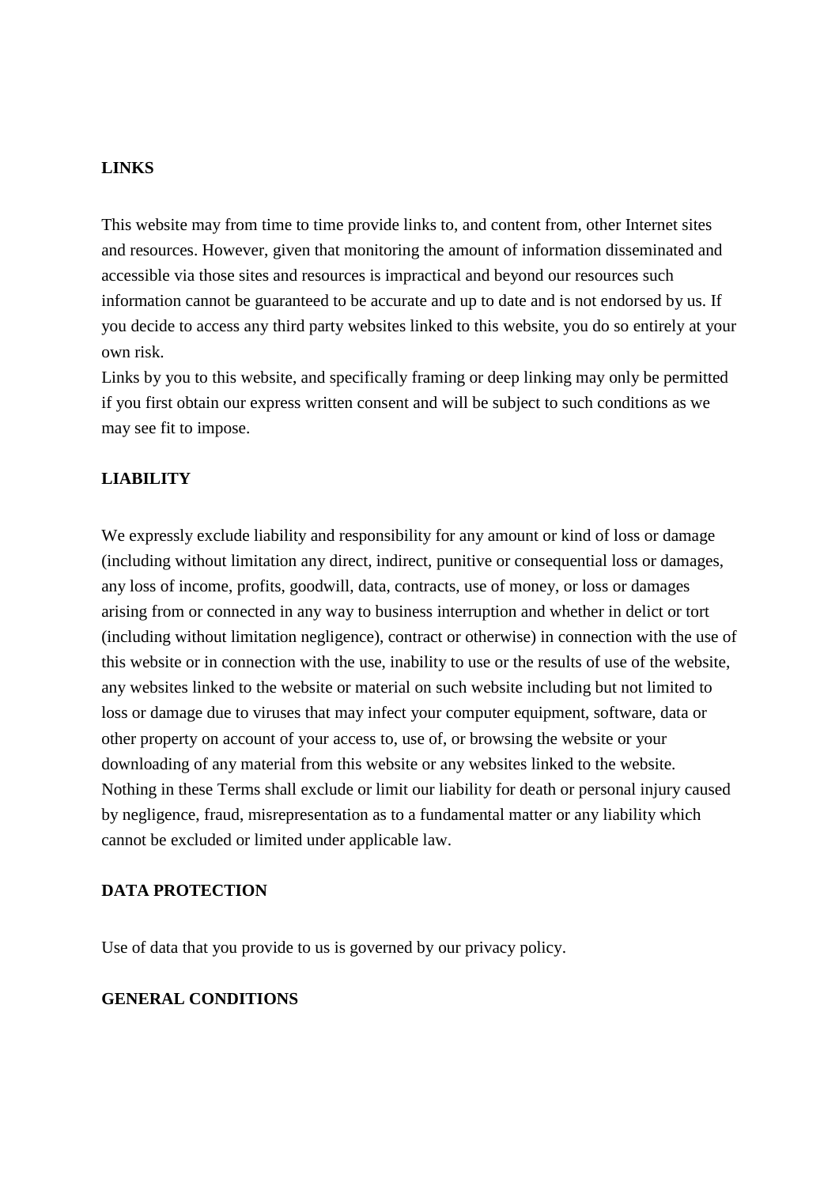**LINKS**

This website may from time to time provide links to, and content from, other Internet sites and resources. However, given that monitoring the amount of information disseminated and accessible via those sites and resources is impractical and beyond our resources such information cannot be guaranteed to be accurate and up to date and is not endorsed by us. If you decide to access any third party websites linked to this website, you do so entirely at your own risk.
Links by you to this website, and specifically framing or deep linking may only be permitted if you first obtain our express written consent and will be subject to such conditions as we may see fit to impose.

**LIABILITY**

We expressly exclude liability and responsibility for any amount or kind of loss or damage (including without limitation any direct, indirect, punitive or consequential loss or damages, any loss of income, profits, goodwill, data, contracts, use of money, or loss or damages arising from or connected in any way to business interruption and whether in delict or tort (including without limitation negligence), contract or otherwise) in connection with the use of this website or in connection with the use, inability to use or the results of use of the website, any websites linked to the website or material on such website including but not limited to loss or damage due to viruses that may infect your computer equipment, software, data or other property on account of your access to, use of, or browsing the website or your downloading of any material from this website or any websites linked to the website.
Nothing in these Terms shall exclude or limit our liability for death or personal injury caused by negligence, fraud, misrepresentation as to a fundamental matter or any liability which cannot be excluded or limited under applicable law.

**DATA PROTECTION**

Use of data that you provide to us is governed by our privacy policy.

**GENERAL CONDITIONS**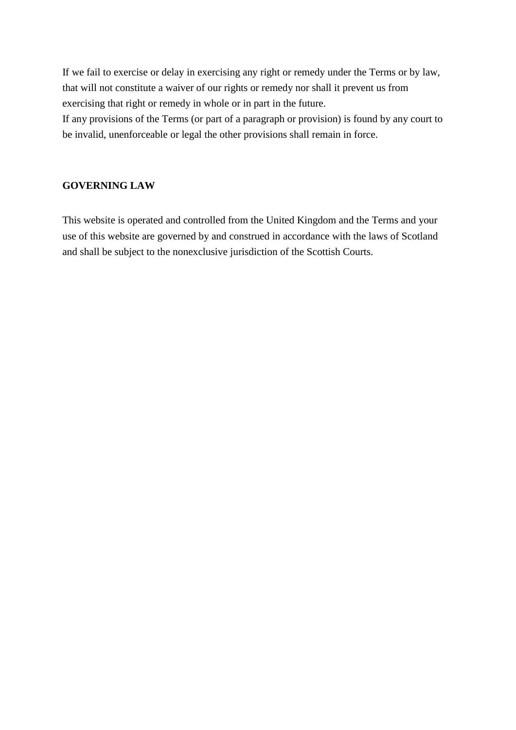If we fail to exercise or delay in exercising any right or remedy under the Terms or by law, that will not constitute a waiver of our rights or remedy nor shall it prevent us from exercising that right or remedy in whole or in part in the future.
If any provisions of the Terms (or part of a paragraph or provision) is found by any court to be invalid, unenforceable or legal the other provisions shall remain in force.

**GOVERNING LAW**

This website is operated and controlled from the United Kingdom and the Terms and your use of this website are governed by and construed in accordance with the laws of Scotland and shall be subject to the nonexclusive jurisdiction of the Scottish Courts.